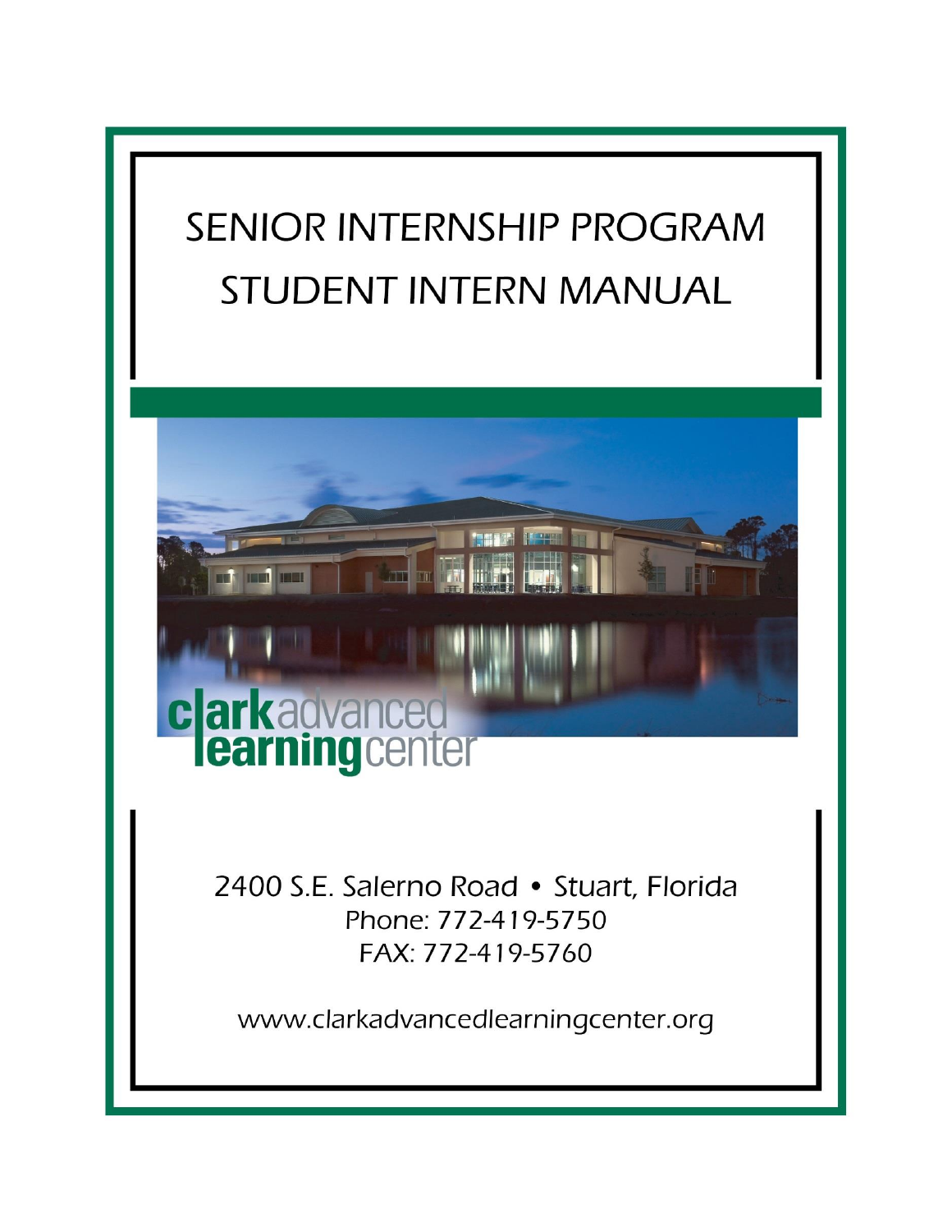# SENIOR INTERNSHIP PROGRAM
# STUDENT INTERN MANUAL

clark advanced learning center

2400 S.E. Salerno Road • Stuart, Florida
Phone: 772-419-5750
FAX: 772-419-5760

www.clarkadvancedlearningcenter.org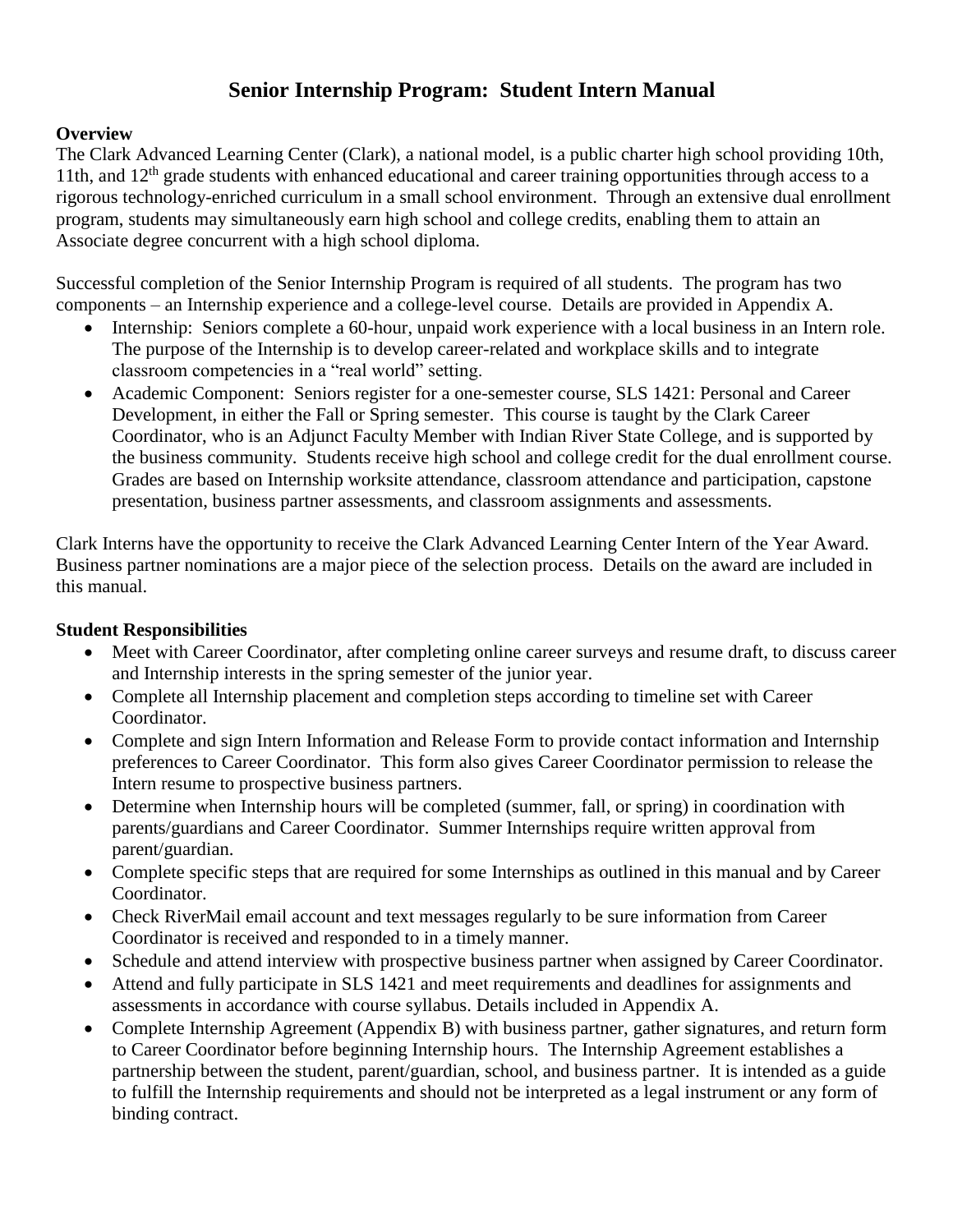# Senior Internship Program: Student Intern Manual

**Overview**

The Clark Advanced Learning Center (Clark), a national model, is a public charter high school providing 10th, 11th, and 12th grade students with enhanced educational and career training opportunities through access to a rigorous technology-enriched curriculum in a small school environment. Through an extensive dual enrollment program, students may simultaneously earn high school and college credits, enabling them to attain an Associate degree concurrent with a high school diploma.

Successful completion of the Senior Internship Program is required of all students. The program has two components – an Internship experience and a college-level course. Details are provided in Appendix A.

- Internship: Seniors complete a 60-hour, unpaid work experience with a local business in an Intern role. The purpose of the Internship is to develop career-related and workplace skills and to integrate classroom competencies in a "real world" setting.
- Academic Component: Seniors register for a one-semester course, SLS 1421: Personal and Career Development, in either the Fall or Spring semester. This course is taught by the Clark Career Coordinator, who is an Adjunct Faculty Member with Indian River State College, and is supported by the business community. Students receive high school and college credit for the dual enrollment course. Grades are based on Internship worksite attendance, classroom attendance and participation, capstone presentation, business partner assessments, and classroom assignments and assessments.

Clark Interns have the opportunity to receive the Clark Advanced Learning Center Intern of the Year Award. Business partner nominations are a major piece of the selection process. Details on the award are included in this manual.

**Student Responsibilities**

- Meet with Career Coordinator, after completing online career surveys and resume draft, to discuss career and Internship interests in the spring semester of the junior year.
- Complete all Internship placement and completion steps according to timeline set with Career Coordinator.
- Complete and sign Intern Information and Release Form to provide contact information and Internship preferences to Career Coordinator. This form also gives Career Coordinator permission to release the Intern resume to prospective business partners.
- Determine when Internship hours will be completed (summer, fall, or spring) in coordination with parents/guardians and Career Coordinator. Summer Internships require written approval from parent/guardian.
- Complete specific steps that are required for some Internships as outlined in this manual and by Career Coordinator.
- Check RiverMail email account and text messages regularly to be sure information from Career Coordinator is received and responded to in a timely manner.
- Schedule and attend interview with prospective business partner when assigned by Career Coordinator.
- Attend and fully participate in SLS 1421 and meet requirements and deadlines for assignments and assessments in accordance with course syllabus. Details included in Appendix A.
- Complete Internship Agreement (Appendix B) with business partner, gather signatures, and return form to Career Coordinator before beginning Internship hours. The Internship Agreement establishes a partnership between the student, parent/guardian, school, and business partner. It is intended as a guide to fulfill the Internship requirements and should not be interpreted as a legal instrument or any form of binding contract.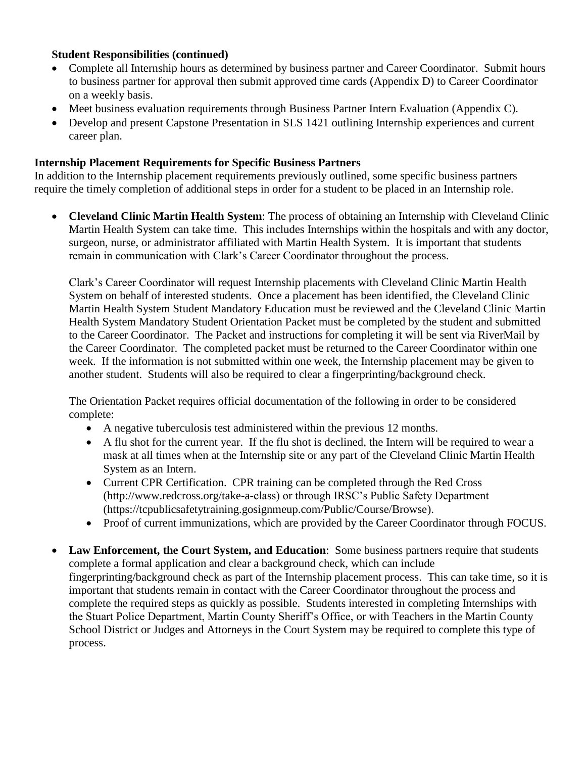**Student Responsibilities (continued)**

- Complete all Internship hours as determined by business partner and Career Coordinator. Submit hours to business partner for approval then submit approved time cards (Appendix D) to Career Coordinator on a weekly basis.
- Meet business evaluation requirements through Business Partner Intern Evaluation (Appendix C).
- Develop and present Capstone Presentation in SLS 1421 outlining Internship experiences and current career plan.

**Internship Placement Requirements for Specific Business Partners**

In addition to the Internship placement requirements previously outlined, some specific business partners require the timely completion of additional steps in order for a student to be placed in an Internship role.

- **Cleveland Clinic Martin Health System**: The process of obtaining an Internship with Cleveland Clinic Martin Health System can take time. This includes Internships within the hospitals and with any doctor, surgeon, nurse, or administrator affiliated with Martin Health System. It is important that students remain in communication with Clark's Career Coordinator throughout the process.

  Clark's Career Coordinator will request Internship placements with Cleveland Clinic Martin Health System on behalf of interested students. Once a placement has been identified, the Cleveland Clinic Martin Health System Student Mandatory Education must be reviewed and the Cleveland Clinic Martin Health System Mandatory Student Orientation Packet must be completed by the student and submitted to the Career Coordinator. The Packet and instructions for completing it will be sent via RiverMail by the Career Coordinator. The completed packet must be returned to the Career Coordinator within one week. If the information is not submitted within one week, the Internship placement may be given to another student. Students will also be required to clear a fingerprinting/background check.

  The Orientation Packet requires official documentation of the following in order to be considered complete:

  - A negative tuberculosis test administered within the previous 12 months.
  - A flu shot for the current year. If the flu shot is declined, the Intern will be required to wear a mask at all times when at the Internship site or any part of the Cleveland Clinic Martin Health System as an Intern.
  - Current CPR Certification. CPR training can be completed through the Red Cross (http://www.redcross.org/take-a-class) or through IRSC's Public Safety Department (https://tcpublicsafetytraining.gosignmeup.com/Public/Course/Browse).
  - Proof of current immunizations, which are provided by the Career Coordinator through FOCUS.

- **Law Enforcement, the Court System, and Education**: Some business partners require that students complete a formal application and clear a background check, which can include fingerprinting/background check as part of the Internship placement process. This can take time, so it is important that students remain in contact with the Career Coordinator throughout the process and complete the required steps as quickly as possible. Students interested in completing Internships with the Stuart Police Department, Martin County Sheriff's Office, or with Teachers in the Martin County School District or Judges and Attorneys in the Court System may be required to complete this type of process.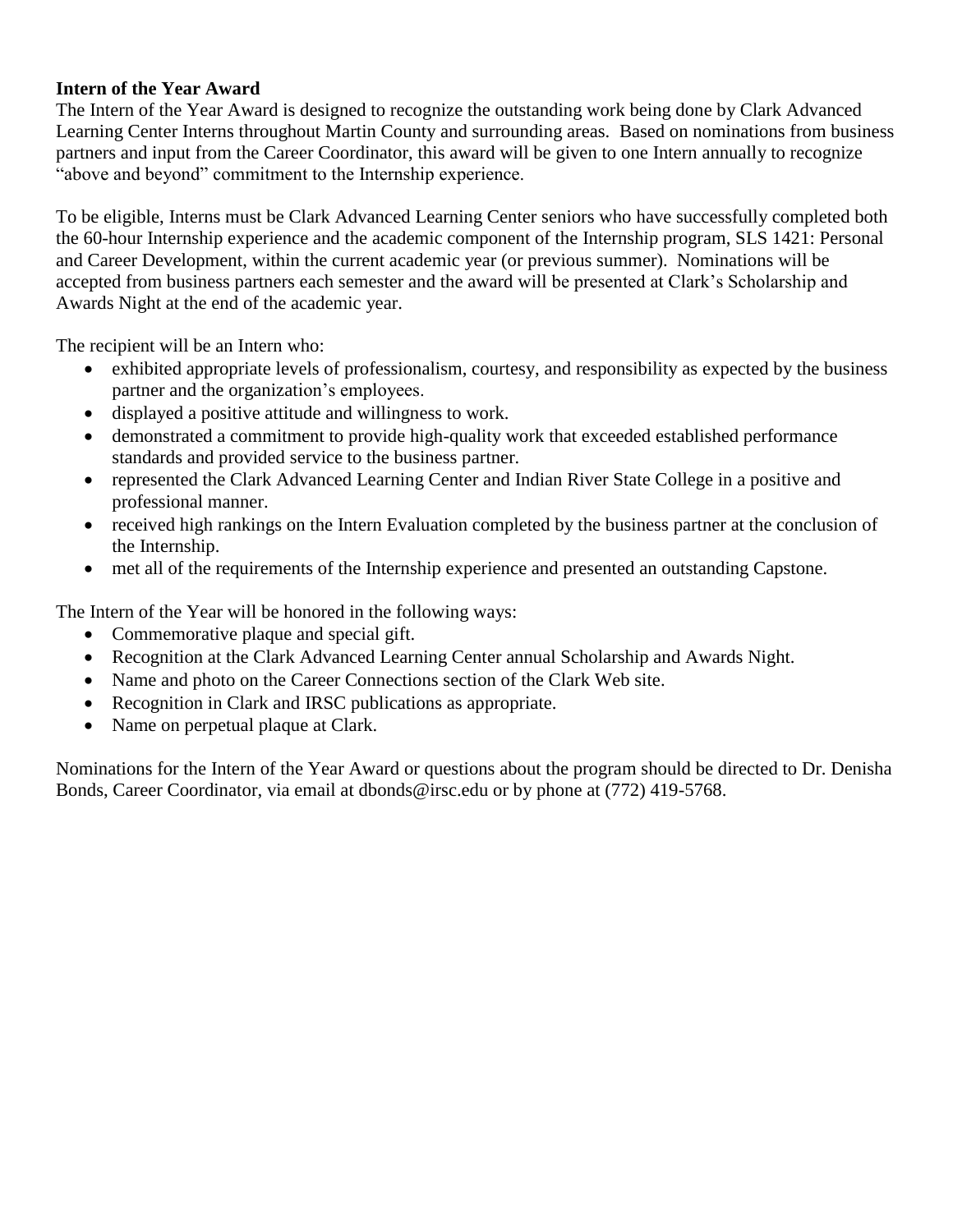**Intern of the Year Award**

The Intern of the Year Award is designed to recognize the outstanding work being done by Clark Advanced Learning Center Interns throughout Martin County and surrounding areas. Based on nominations from business partners and input from the Career Coordinator, this award will be given to one Intern annually to recognize "above and beyond" commitment to the Internship experience.

To be eligible, Interns must be Clark Advanced Learning Center seniors who have successfully completed both the 60-hour Internship experience and the academic component of the Internship program, SLS 1421: Personal and Career Development, within the current academic year (or previous summer). Nominations will be accepted from business partners each semester and the award will be presented at Clark's Scholarship and Awards Night at the end of the academic year.

The recipient will be an Intern who:

- exhibited appropriate levels of professionalism, courtesy, and responsibility as expected by the business partner and the organization's employees.
- displayed a positive attitude and willingness to work.
- demonstrated a commitment to provide high-quality work that exceeded established performance standards and provided service to the business partner.
- represented the Clark Advanced Learning Center and Indian River State College in a positive and professional manner.
- received high rankings on the Intern Evaluation completed by the business partner at the conclusion of the Internship.
- met all of the requirements of the Internship experience and presented an outstanding Capstone.

The Intern of the Year will be honored in the following ways:

- Commemorative plaque and special gift.
- Recognition at the Clark Advanced Learning Center annual Scholarship and Awards Night.
- Name and photo on the Career Connections section of the Clark Web site.
- Recognition in Clark and IRSC publications as appropriate.
- Name on perpetual plaque at Clark.

Nominations for the Intern of the Year Award or questions about the program should be directed to Dr. Denisha Bonds, Career Coordinator, via email at dbonds@irsc.edu or by phone at (772) 419-5768.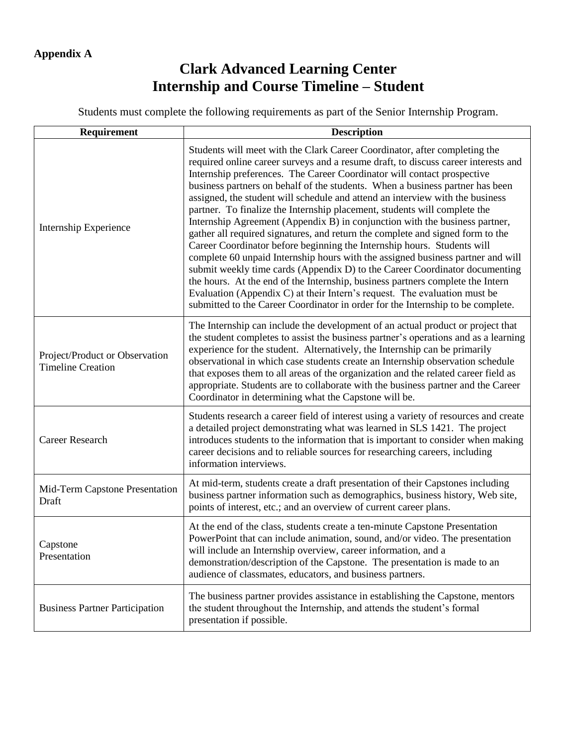**Appendix A**

# Clark Advanced Learning Center
# Internship and Course Timeline – Student

Students must complete the following requirements as part of the Senior Internship Program.

| Requirement | Description |
|---|---|
| Internship Experience | Students will meet with the Clark Career Coordinator, after completing the required online career surveys and a resume draft, to discuss career interests and Internship preferences. The Career Coordinator will contact prospective business partners on behalf of the students. When a business partner has been assigned, the student will schedule and attend an interview with the business partner. To finalize the Internship placement, students will complete the Internship Agreement (Appendix B) in conjunction with the business partner, gather all required signatures, and return the complete and signed form to the Career Coordinator before beginning the Internship hours. Students will complete 60 unpaid Internship hours with the assigned business partner and will submit weekly time cards (Appendix D) to the Career Coordinator documenting the hours. At the end of the Internship, business partners complete the Intern Evaluation (Appendix C) at their Intern's request. The evaluation must be submitted to the Career Coordinator in order for the Internship to be complete. |
| Project/Product or Observation Timeline Creation | The Internship can include the development of an actual product or project that the student completes to assist the business partner's operations and as a learning experience for the student. Alternatively, the Internship can be primarily observational in which case students create an Internship observation schedule that exposes them to all areas of the organization and the related career field as appropriate. Students are to collaborate with the business partner and the Career Coordinator in determining what the Capstone will be. |
| Career Research | Students research a career field of interest using a variety of resources and create a detailed project demonstrating what was learned in SLS 1421. The project introduces students to the information that is important to consider when making career decisions and to reliable sources for researching careers, including information interviews. |
| Mid-Term Capstone Presentation Draft | At mid-term, students create a draft presentation of their Capstones including business partner information such as demographics, business history, Web site, points of interest, etc.; and an overview of current career plans. |
| Capstone Presentation | At the end of the class, students create a ten-minute Capstone Presentation PowerPoint that can include animation, sound, and/or video. The presentation will include an Internship overview, career information, and a demonstration/description of the Capstone. The presentation is made to an audience of classmates, educators, and business partners. |
| Business Partner Participation | The business partner provides assistance in establishing the Capstone, mentors the student throughout the Internship, and attends the student's formal presentation if possible. |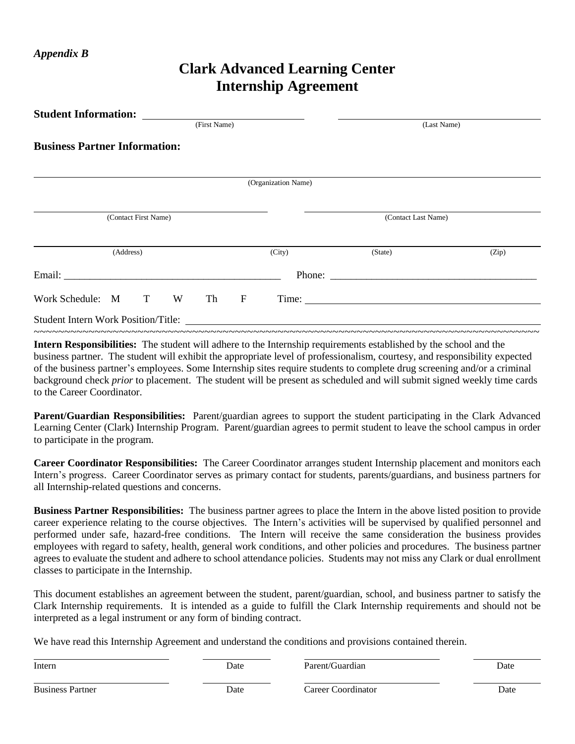*Appendix B*

# Clark Advanced Learning Center
# Internship Agreement

**Student Information:** ______________________________ ______________________________

(First Name) (Last Name)

**Business Partner Information:**

______________________________________________________________________

(Organization Name)

______________________________ ______________________________

(Contact First Name) (Contact Last Name)

______________________________________________________________________

(Address) (City) (State) (Zip)

Email: ___________________________________________ Phone: __________________________________________

Work Schedule: M T W Th F Time: ______________________________________________

Student Intern Work Position/Title: ______________________________________________________________

~~~~~~~~~~~~~~~~~~~~~~~~~~~~~~~~~~~~~~~~~~~~~~~~~~~~~~~~~~~~~~~~~~~~~~~~~~~~~~~~

**Intern Responsibilities:** The student will adhere to the Internship requirements established by the school and the business partner. The student will exhibit the appropriate level of professionalism, courtesy, and responsibility expected of the business partner's employees. Some Internship sites require students to complete drug screening and/or a criminal background check *prior* to placement. The student will be present as scheduled and will submit signed weekly time cards to the Career Coordinator.

**Parent/Guardian Responsibilities:** Parent/guardian agrees to support the student participating in the Clark Advanced Learning Center (Clark) Internship Program. Parent/guardian agrees to permit student to leave the school campus in order to participate in the program.

**Career Coordinator Responsibilities:** The Career Coordinator arranges student Internship placement and monitors each Intern's progress. Career Coordinator serves as primary contact for students, parents/guardians, and business partners for all Internship-related questions and concerns.

**Business Partner Responsibilities:** The business partner agrees to place the Intern in the above listed position to provide career experience relating to the course objectives. The Intern's activities will be supervised by qualified personnel and performed under safe, hazard-free conditions. The Intern will receive the same consideration the business provides employees with regard to safety, health, general work conditions, and other policies and procedures. The business partner agrees to evaluate the student and adhere to school attendance policies. Students may not miss any Clark or dual enrollment classes to participate in the Internship.

This document establishes an agreement between the student, parent/guardian, school, and business partner to satisfy the Clark Internship requirements. It is intended as a guide to fulfill the Clark Internship requirements and should not be interpreted as a legal instrument or any form of binding contract.

We have read this Internship Agreement and understand the conditions and provisions contained therein.

______________________ __________ ______________________ __________

Intern Date Parent/Guardian Date

______________________ __________ ______________________ __________

Business Partner Date Career Coordinator Date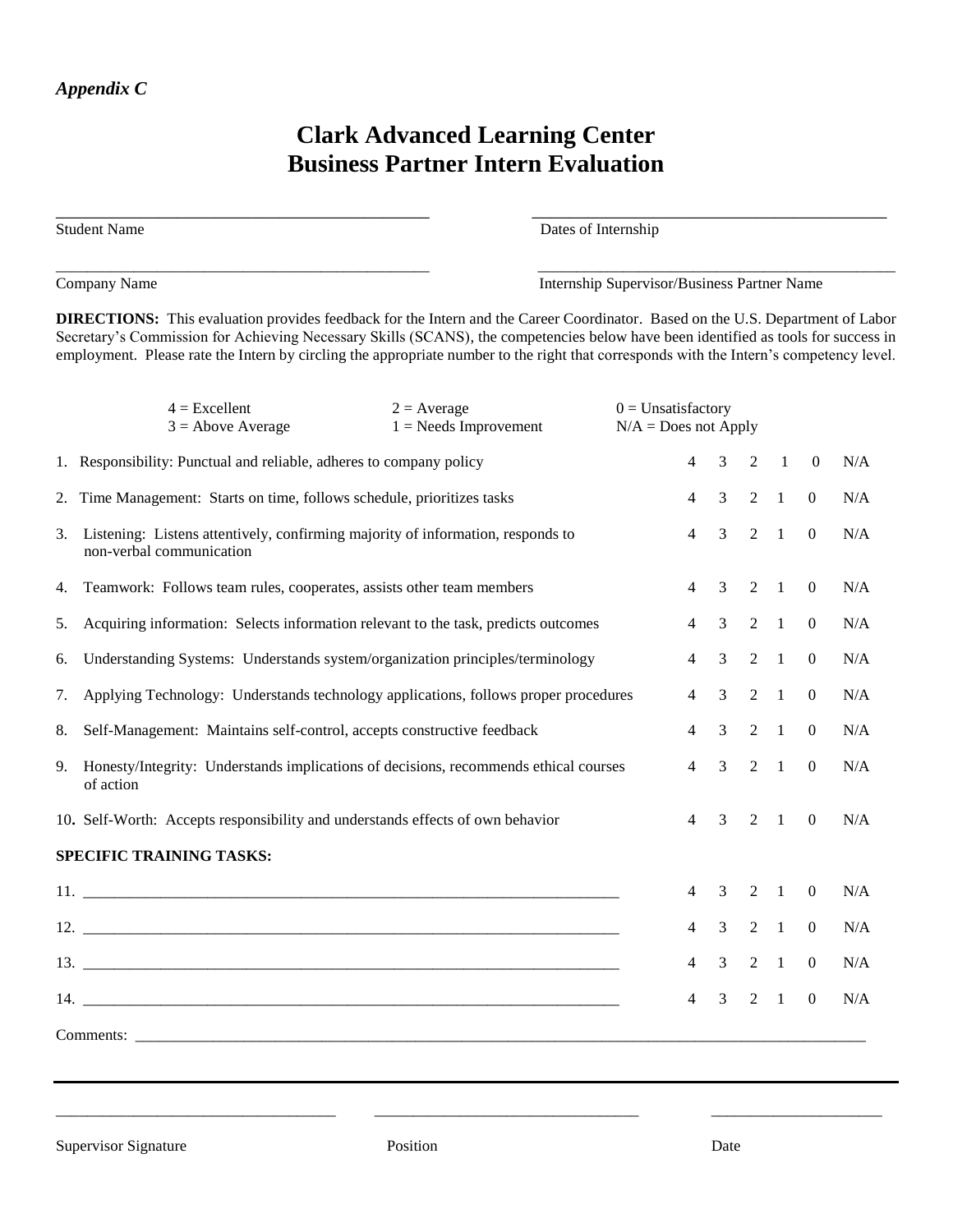*Appendix C*

# Clark Advanced Learning Center
# Business Partner Intern Evaluation

\_\_\_\_\_\_\_\_\_\_\_\_\_\_\_\_\_\_\_\_\_\_\_\_\_\_\_\_\_\_\_\_\_\_\_\_\_\_\_\_\_\_\_\_ \_\_\_\_\_\_\_\_\_\_\_\_\_\_\_\_\_\_\_\_\_\_\_\_\_\_\_\_\_\_\_\_\_\_\_\_\_\_\_\_\_\_\_\_

Student Name Dates of Internship

\_\_\_\_\_\_\_\_\_\_\_\_\_\_\_\_\_\_\_\_\_\_\_\_\_\_\_\_\_\_\_\_\_\_\_\_\_\_\_\_\_\_\_\_ \_\_\_\_\_\_\_\_\_\_\_\_\_\_\_\_\_\_\_\_\_\_\_\_\_\_\_\_\_\_\_\_\_\_\_\_\_\_\_\_\_\_\_\_

Company Name Internship Supervisor/Business Partner Name

**DIRECTIONS:** This evaluation provides feedback for the Intern and the Career Coordinator. Based on the U.S. Department of Labor Secretary's Commission for Achieving Necessary Skills (SCANS), the competencies below have been identified as tools for success in employment. Please rate the Intern by circling the appropriate number to the right that corresponds with the Intern's competency level.

4 = Excellent, 3 = Above Average, 2 = Average, 1 = Needs Improvement, 0 = Unsatisfactory, N/A = Does not Apply

| Competency | | | | | | |
|---|---|---|---|---|---|---|
| 1. Responsibility: Punctual and reliable, adheres to company policy | 4 | 3 | 2 | 1 | 0 | N/A |
| 2. Time Management: Starts on time, follows schedule, prioritizes tasks | 4 | 3 | 2 | 1 | 0 | N/A |
| 3. Listening: Listens attentively, confirming majority of information, responds to non-verbal communication | 4 | 3 | 2 | 1 | 0 | N/A |
| 4. Teamwork: Follows team rules, cooperates, assists other team members | 4 | 3 | 2 | 1 | 0 | N/A |
| 5. Acquiring information: Selects information relevant to the task, predicts outcomes | 4 | 3 | 2 | 1 | 0 | N/A |
| 6. Understanding Systems: Understands system/organization principles/terminology | 4 | 3 | 2 | 1 | 0 | N/A |
| 7. Applying Technology: Understands technology applications, follows proper procedures | 4 | 3 | 2 | 1 | 0 | N/A |
| 8. Self-Management: Maintains self-control, accepts constructive feedback | 4 | 3 | 2 | 1 | 0 | N/A |
| 9. Honesty/Integrity: Understands implications of decisions, recommends ethical courses of action | 4 | 3 | 2 | 1 | 0 | N/A |
| 10. Self-Worth: Accepts responsibility and understands effects of own behavior | 4 | 3 | 2 | 1 | 0 | N/A |
| **SPECIFIC TRAINING TASKS:** | | | | | | |
| 11. \_\_\_\_\_\_\_\_\_\_\_\_\_\_\_\_\_\_\_\_\_\_\_\_\_\_\_\_\_\_\_\_\_\_\_\_\_\_\_\_ | 4 | 3 | 2 | 1 | 0 | N/A |
| 12. \_\_\_\_\_\_\_\_\_\_\_\_\_\_\_\_\_\_\_\_\_\_\_\_\_\_\_\_\_\_\_\_\_\_\_\_\_\_\_\_ | 4 | 3 | 2 | 1 | 0 | N/A |
| 13. \_\_\_\_\_\_\_\_\_\_\_\_\_\_\_\_\_\_\_\_\_\_\_\_\_\_\_\_\_\_\_\_\_\_\_\_\_\_\_\_ | 4 | 3 | 2 | 1 | 0 | N/A |
| 14. \_\_\_\_\_\_\_\_\_\_\_\_\_\_\_\_\_\_\_\_\_\_\_\_\_\_\_\_\_\_\_\_\_\_\_\_\_\_\_\_ | 4 | 3 | 2 | 1 | 0 | N/A |

Comments: \_\_\_\_\_\_\_\_\_\_\_\_\_\_\_\_\_\_\_\_\_\_\_\_\_\_\_\_\_\_\_\_\_\_\_\_\_\_\_\_\_\_\_\_\_\_\_\_\_\_\_\_\_\_\_\_\_\_\_\_

---

\_\_\_\_\_\_\_\_\_\_\_\_\_\_\_\_\_\_\_\_\_\_\_\_\_\_\_\_\_\_ \_\_\_\_\_\_\_\_\_\_\_\_\_\_\_\_\_\_\_\_\_\_\_\_\_\_\_\_\_\_ \_\_\_\_\_\_\_\_\_\_\_\_\_\_\_\_\_\_\_\_

Supervisor Signature Position Date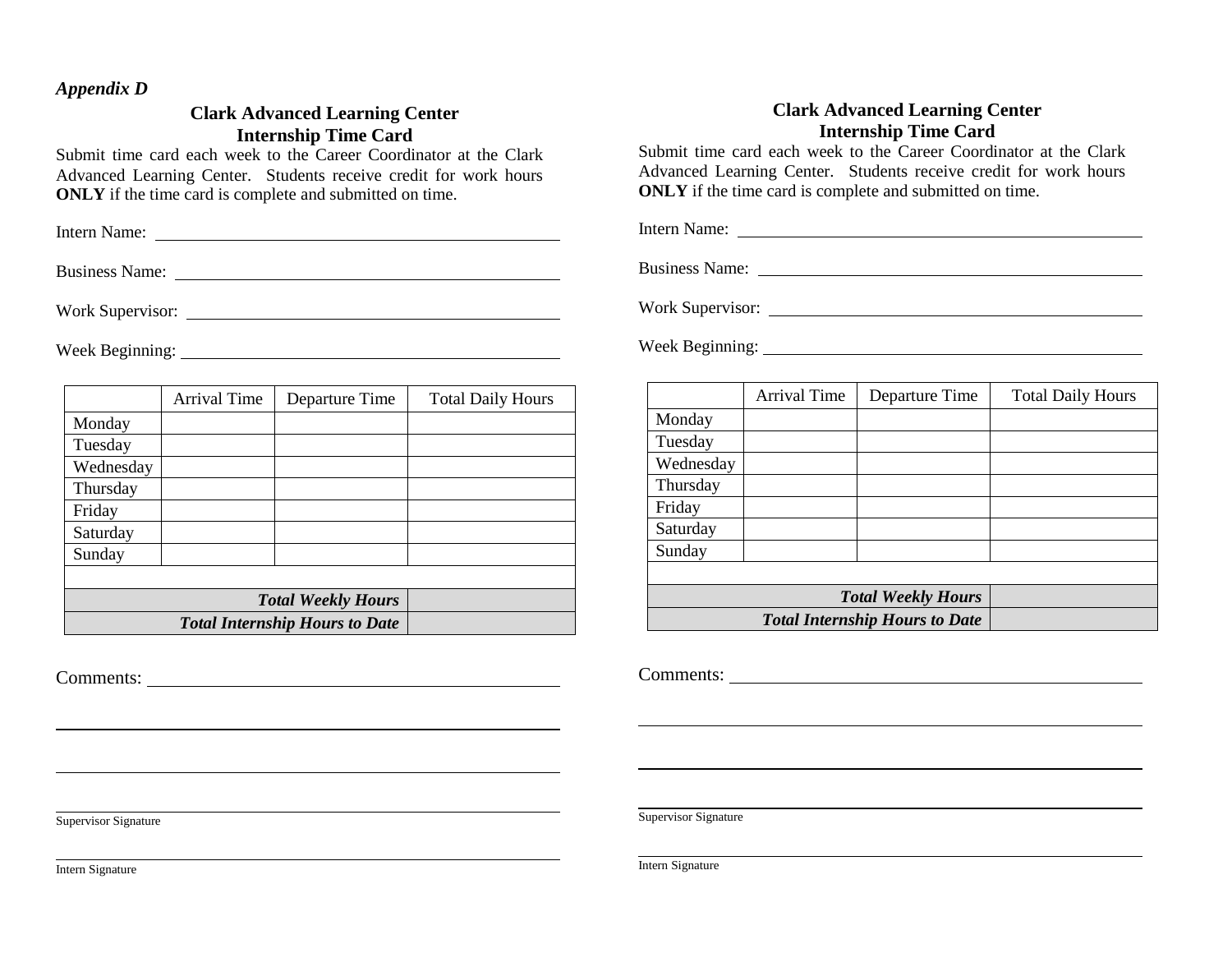*Appendix D*

## Clark Advanced Learning Center
## Internship Time Card

Submit time card each week to the Career Coordinator at the Clark Advanced Learning Center. Students receive credit for work hours **ONLY** if the time card is complete and submitted on time.

Intern Name: ______________________________________________

Business Name: ____________________________________________

Work Supervisor: ___________________________________________

Week Beginning: ___________________________________________

| | Arrival Time | Departure Time | Total Daily Hours |
|---|---|---|---|
| Monday | | | |
| Tuesday | | | |
| Wednesday | | | |
| Thursday | | | |
| Friday | | | |
| Saturday | | | |
| Sunday | | | |
| | | | |
| | | ***Total Weekly Hours*** | |
| | | ***Total Internship Hours to Date*** | |

Comments: ________________________________________________

__________________________________________________________

__________________________________________________________

__________________________________________________________
Supervisor Signature

__________________________________________________________
Intern Signature

## Clark Advanced Learning Center
## Internship Time Card

Submit time card each week to the Career Coordinator at the Clark Advanced Learning Center. Students receive credit for work hours **ONLY** if the time card is complete and submitted on time.

Intern Name: ______________________________________________

Business Name: ____________________________________________

Work Supervisor: ___________________________________________

Week Beginning: ___________________________________________

| | Arrival Time | Departure Time | Total Daily Hours |
|---|---|---|---|
| Monday | | | |
| Tuesday | | | |
| Wednesday | | | |
| Thursday | | | |
| Friday | | | |
| Saturday | | | |
| Sunday | | | |
| | | | |
| | | ***Total Weekly Hours*** | |
| | | ***Total Internship Hours to Date*** | |

Comments: ________________________________________________

__________________________________________________________

__________________________________________________________

__________________________________________________________
Supervisor Signature

__________________________________________________________
Intern Signature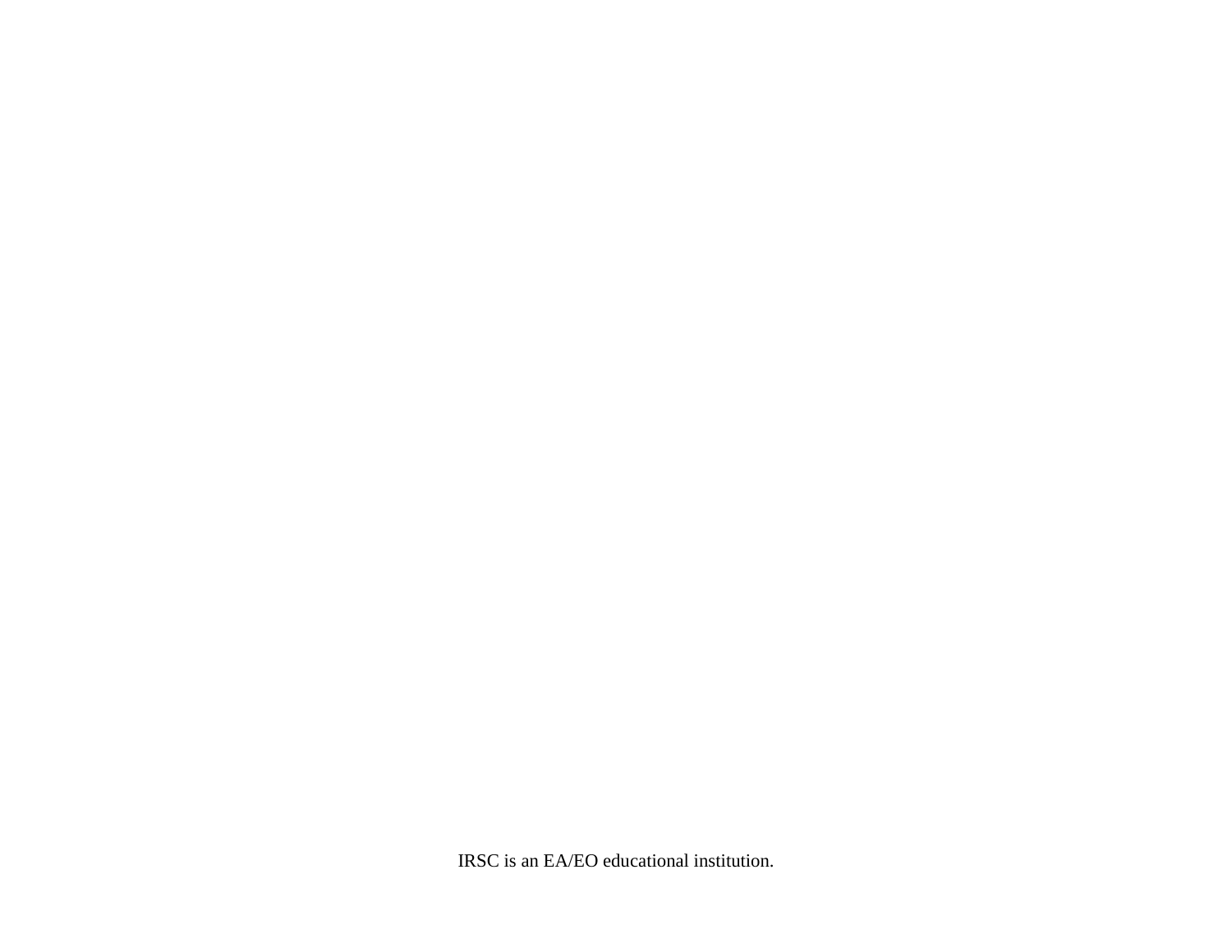IRSC is an EA/EO educational institution.